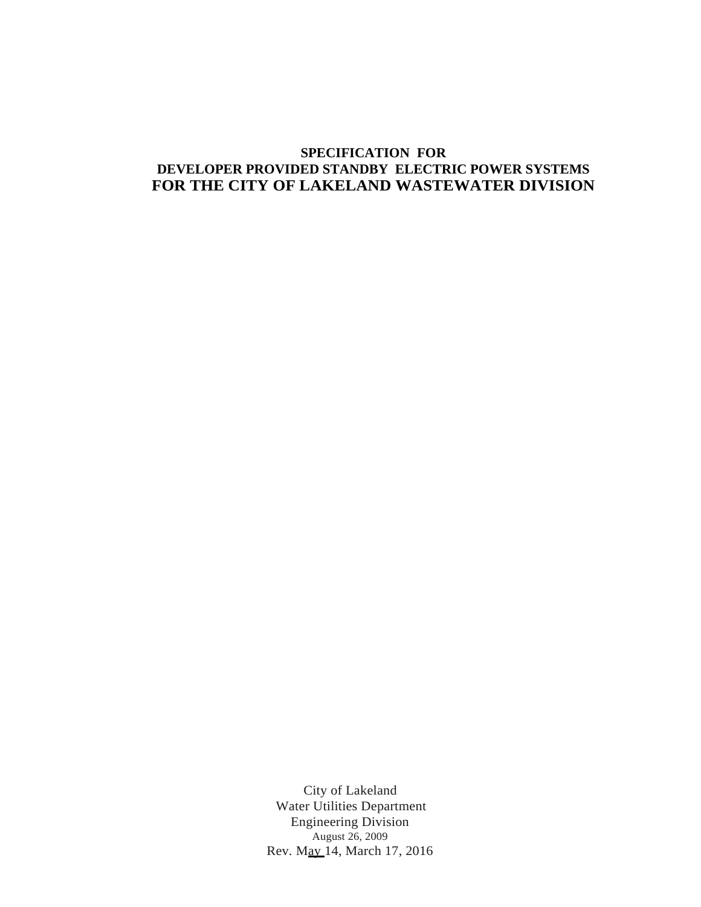# SPECIFICATION FOR
# DEVELOPER PROVIDED STANDBY ELECTRIC POWER SYSTEMS
# FOR THE CITY OF LAKELAND WASTEWATER DIVISION

City of Lakeland
Water Utilities Department
Engineering Division
August 26, 2009
Rev. May 14, March 17, 2016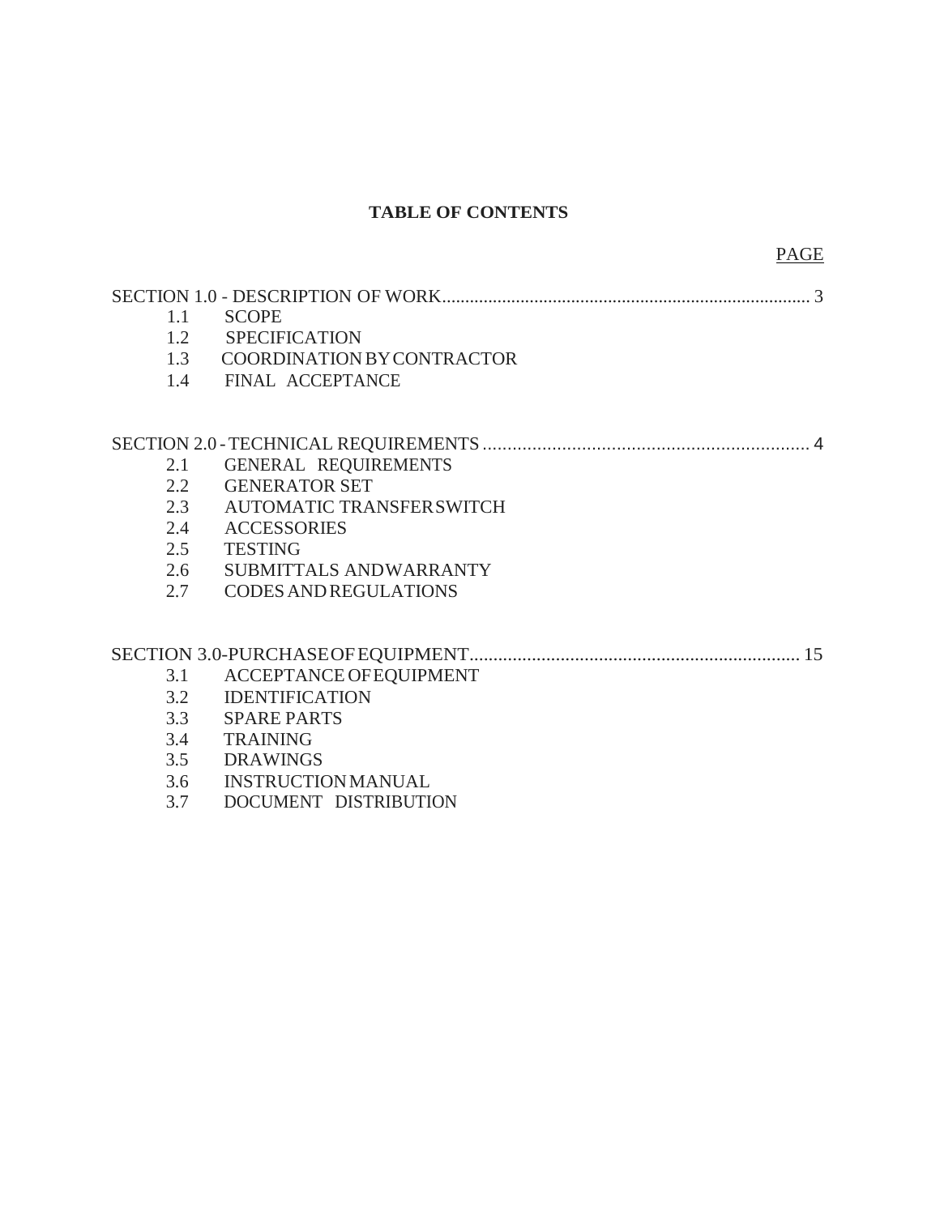## TABLE OF CONTENTS

PAGE

SECTION 1.0 - DESCRIPTION OF WORK................................................................................ 3

- 1.1 SCOPE
- 1.2 SPECIFICATION
- 1.3 COORDINATION BY CONTRACTOR
- 1.4 FINAL ACCEPTANCE

SECTION 2.0 - TECHNICAL REQUIREMENTS .................................................................... 4

- 2.1 GENERAL REQUIREMENTS
- 2.2 GENERATOR SET
- 2.3 AUTOMATIC TRANSFER SWITCH
- 2.4 ACCESSORIES
- 2.5 TESTING
- 2.6 SUBMITTALS AND WARRANTY
- 2.7 CODES AND REGULATIONS

SECTION 3.0-PURCHASE OF EQUIPMENT..................................................................... 15

- 3.1 ACCEPTANCE OF EQUIPMENT
- 3.2 IDENTIFICATION
- 3.3 SPARE PARTS
- 3.4 TRAINING
- 3.5 DRAWINGS
- 3.6 INSTRUCTION MANUAL
- 3.7 DOCUMENT DISTRIBUTION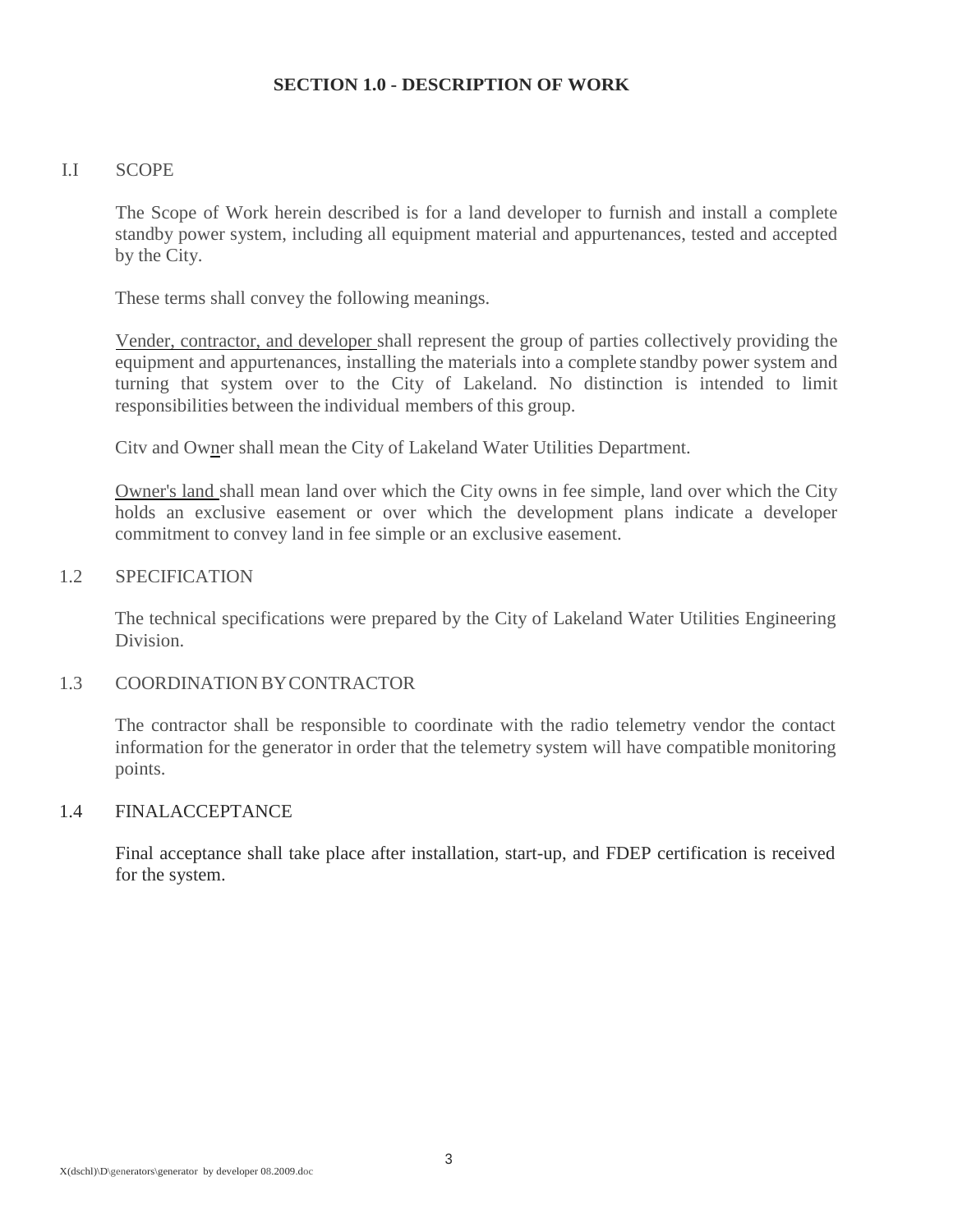## SECTION 1.0 - DESCRIPTION OF WORK

I.I SCOPE

The Scope of Work herein described is for a land developer to furnish and install a complete standby power system, including all equipment material and appurtenances, tested and accepted by the City.

These terms shall convey the following meanings.

Vender, contractor, and developer shall represent the group of parties collectively providing the equipment and appurtenances, installing the materials into a complete standby power system and turning that system over to the City of Lakeland. No distinction is intended to limit responsibilities between the individual members of this group.

Citv and Owner shall mean the City of Lakeland Water Utilities Department.

Owner's land shall mean land over which the City owns in fee simple, land over which the City holds an exclusive easement or over which the development plans indicate a developer commitment to convey land in fee simple or an exclusive easement.

1.2 SPECIFICATION

The technical specifications were prepared by the City of Lakeland Water Utilities Engineering Division.

1.3 COORDINATION BY CONTRACTOR

The contractor shall be responsible to coordinate with the radio telemetry vendor the contact information for the generator in order that the telemetry system will have compatible monitoring points.

1.4 FINALACCEPTANCE

Final acceptance shall take place after installation, start-up, and FDEP certification is received for the system.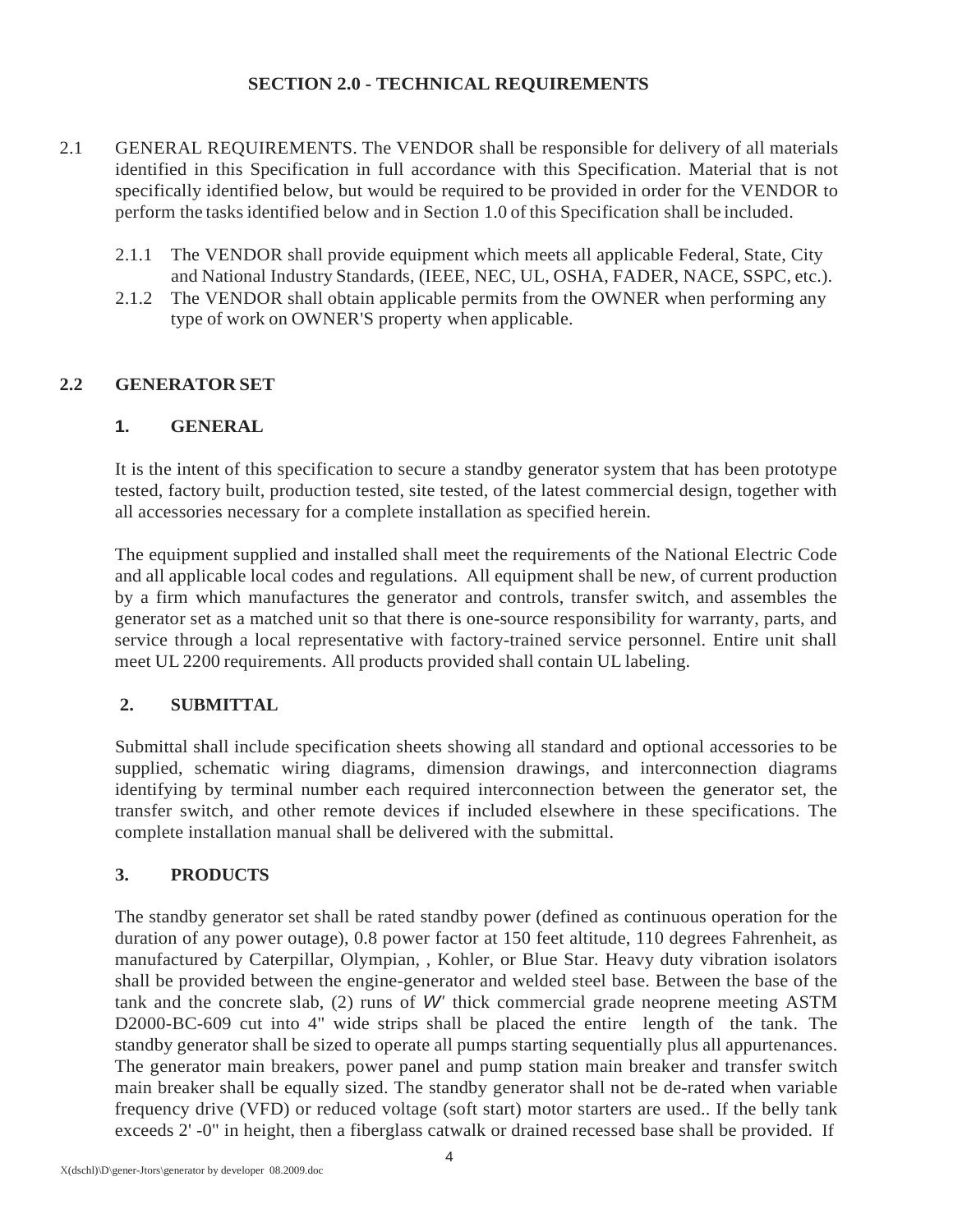## SECTION 2.0 - TECHNICAL REQUIREMENTS

2.1 GENERAL REQUIREMENTS. The VENDOR shall be responsible for delivery of all materials identified in this Specification in full accordance with this Specification. Material that is not specifically identified below, but would be required to be provided in order for the VENDOR to perform the tasks identified below and in Section 1.0 of this Specification shall be included.

- 2.1.1 The VENDOR shall provide equipment which meets all applicable Federal, State, City and National Industry Standards, (IEEE, NEC, UL, OSHA, FADER, NACE, SSPC, etc.).
- 2.1.2 The VENDOR shall obtain applicable permits from the OWNER when performing any type of work on OWNER'S property when applicable.

### 2.2 GENERATOR SET

#### 1. GENERAL

It is the intent of this specification to secure a standby generator system that has been prototype tested, factory built, production tested, site tested, of the latest commercial design, together with all accessories necessary for a complete installation as specified herein.

The equipment supplied and installed shall meet the requirements of the National Electric Code and all applicable local codes and regulations. All equipment shall be new, of current production by a firm which manufactures the generator and controls, transfer switch, and assembles the generator set as a matched unit so that there is one-source responsibility for warranty, parts, and service through a local representative with factory-trained service personnel. Entire unit shall meet UL 2200 requirements. All products provided shall contain UL labeling.

#### 2. SUBMITTAL

Submittal shall include specification sheets showing all standard and optional accessories to be supplied, schematic wiring diagrams, dimension drawings, and interconnection diagrams identifying by terminal number each required interconnection between the generator set, the transfer switch, and other remote devices if included elsewhere in these specifications. The complete installation manual shall be delivered with the submittal.

#### 3. PRODUCTS

The standby generator set shall be rated standby power (defined as continuous operation for the duration of any power outage), 0.8 power factor at 150 feet altitude, 110 degrees Fahrenheit, as manufactured by Caterpillar, Olympian, , Kohler, or Blue Star. Heavy duty vibration isolators shall be provided between the engine-generator and welded steel base. Between the base of the tank and the concrete slab, (2) runs of *W'* thick commercial grade neoprene meeting ASTM D2000-BC-609 cut into 4" wide strips shall be placed the entire length of the tank. The standby generator shall be sized to operate all pumps starting sequentially plus all appurtenances. The generator main breakers, power panel and pump station main breaker and transfer switch main breaker shall be equally sized. The standby generator shall not be de-rated when variable frequency drive (VFD) or reduced voltage (soft start) motor starters are used.. If the belly tank exceeds 2' -0" in height, then a fiberglass catwalk or drained recessed base shall be provided. If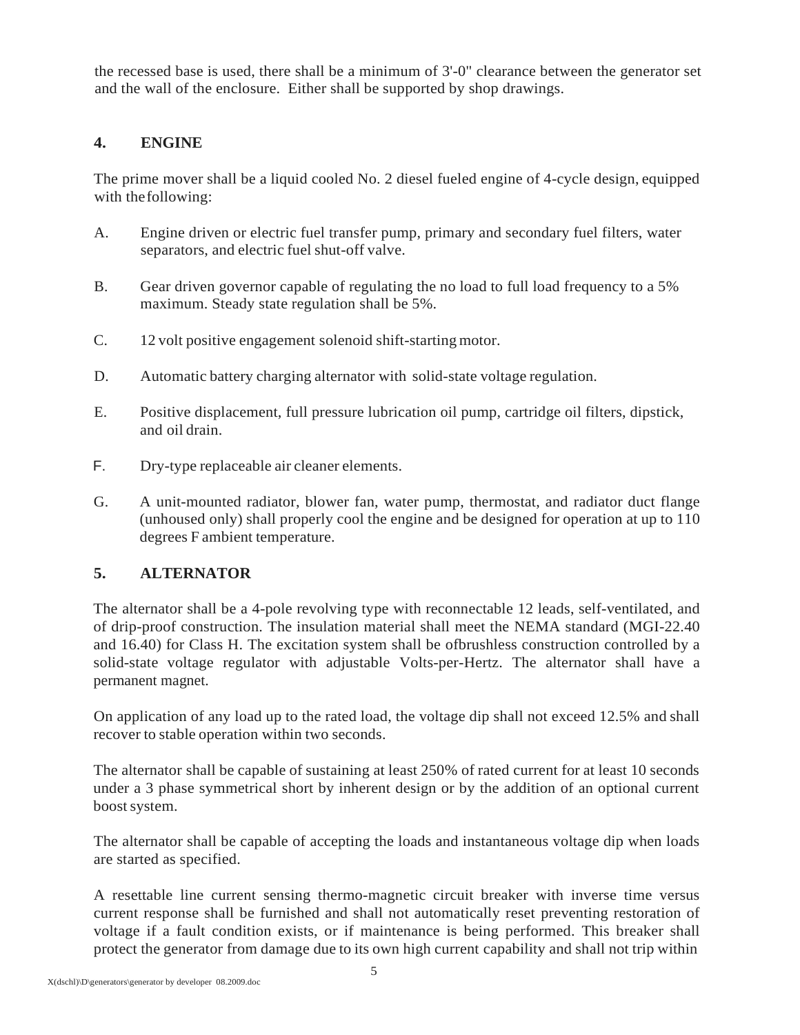the recessed base is used, there shall be a minimum of 3'-0" clearance between the generator set and the wall of the enclosure. Either shall be supported by shop drawings.

## 4. ENGINE

The prime mover shall be a liquid cooled No. 2 diesel fueled engine of 4-cycle design, equipped with the following:

A. Engine driven or electric fuel transfer pump, primary and secondary fuel filters, water separators, and electric fuel shut-off valve.

B. Gear driven governor capable of regulating the no load to full load frequency to a 5% maximum. Steady state regulation shall be 5%.

C. 12 volt positive engagement solenoid shift-starting motor.

D. Automatic battery charging alternator with solid-state voltage regulation.

E. Positive displacement, full pressure lubrication oil pump, cartridge oil filters, dipstick, and oil drain.

F. Dry-type replaceable air cleaner elements.

G. A unit-mounted radiator, blower fan, water pump, thermostat, and radiator duct flange (unhoused only) shall properly cool the engine and be designed for operation at up to 110 degrees F ambient temperature.

## 5. ALTERNATOR

The alternator shall be a 4-pole revolving type with reconnectable 12 leads, self-ventilated, and of drip-proof construction. The insulation material shall meet the NEMA standard (MGI-22.40 and 16.40) for Class H. The excitation system shall be ofbrushless construction controlled by a solid-state voltage regulator with adjustable Volts-per-Hertz. The alternator shall have a permanent magnet.

On application of any load up to the rated load, the voltage dip shall not exceed 12.5% and shall recover to stable operation within two seconds.

The alternator shall be capable of sustaining at least 250% of rated current for at least 10 seconds under a 3 phase symmetrical short by inherent design or by the addition of an optional current boost system.

The alternator shall be capable of accepting the loads and instantaneous voltage dip when loads are started as specified.

A resettable line current sensing thermo-magnetic circuit breaker with inverse time versus current response shall be furnished and shall not automatically reset preventing restoration of voltage if a fault condition exists, or if maintenance is being performed. This breaker shall protect the generator from damage due to its own high current capability and shall not trip within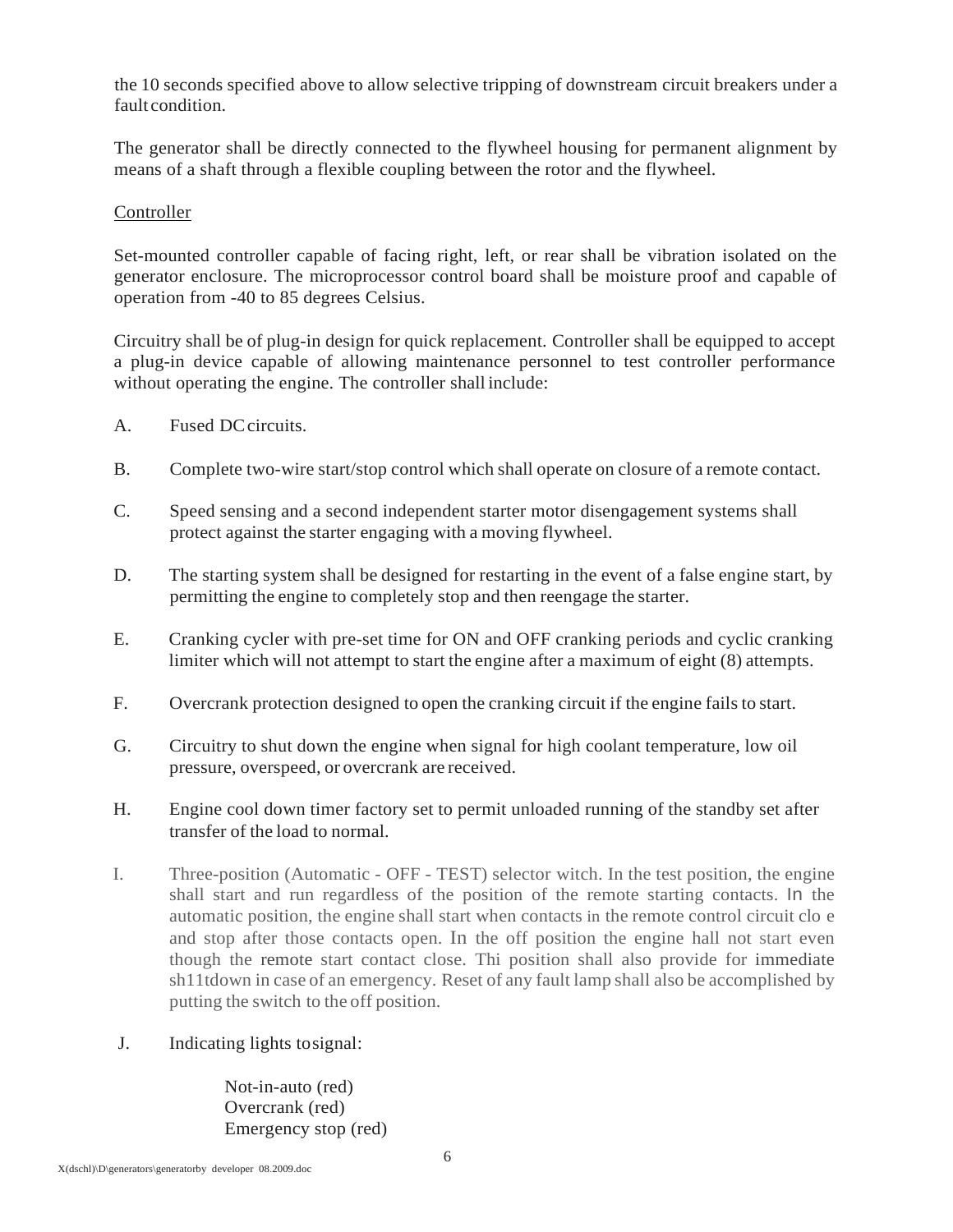the 10 seconds specified above to allow selective tripping of downstream circuit breakers under a fault condition.

The generator shall be directly connected to the flywheel housing for permanent alignment by means of a shaft through a flexible coupling between the rotor and the flywheel.

Controller

Set-mounted controller capable of facing right, left, or rear shall be vibration isolated on the generator enclosure. The microprocessor control board shall be moisture proof and capable of operation from -40 to 85 degrees Celsius.

Circuitry shall be of plug-in design for quick replacement. Controller shall be equipped to accept a plug-in device capable of allowing maintenance personnel to test controller performance without operating the engine. The controller shall include:

A. Fused DC circuits.

B. Complete two-wire start/stop control which shall operate on closure of a remote contact.

C. Speed sensing and a second independent starter motor disengagement systems shall protect against the starter engaging with a moving flywheel.

D. The starting system shall be designed for restarting in the event of a false engine start, by permitting the engine to completely stop and then reengage the starter.

E. Cranking cycler with pre-set time for ON and OFF cranking periods and cyclic cranking limiter which will not attempt to start the engine after a maximum of eight (8) attempts.

F. Overcrank protection designed to open the cranking circuit if the engine fails to start.

G. Circuitry to shut down the engine when signal for high coolant temperature, low oil pressure, overspeed, or overcrank are received.

H. Engine cool down timer factory set to permit unloaded running of the standby set after transfer of the load to normal.

I. Three-position (Automatic - OFF - TEST) selector witch. In the test position, the engine shall start and run regardless of the position of the remote starting contacts. In the automatic position, the engine shall start when contacts in the remote control circuit clo e and stop after those contacts open. In the off position the engine hall not start even though the remote start contact close. Thi position shall also provide for immediate sh11tdown in case of an emergency. Reset of any fault lamp shall also be accomplished by putting the switch to the off position.

J. Indicating lights to signal:

Not-in-auto (red)
Overcrank (red)
Emergency stop (red)

X(dschl)\D\generators\generatorby developer 08.2009.doc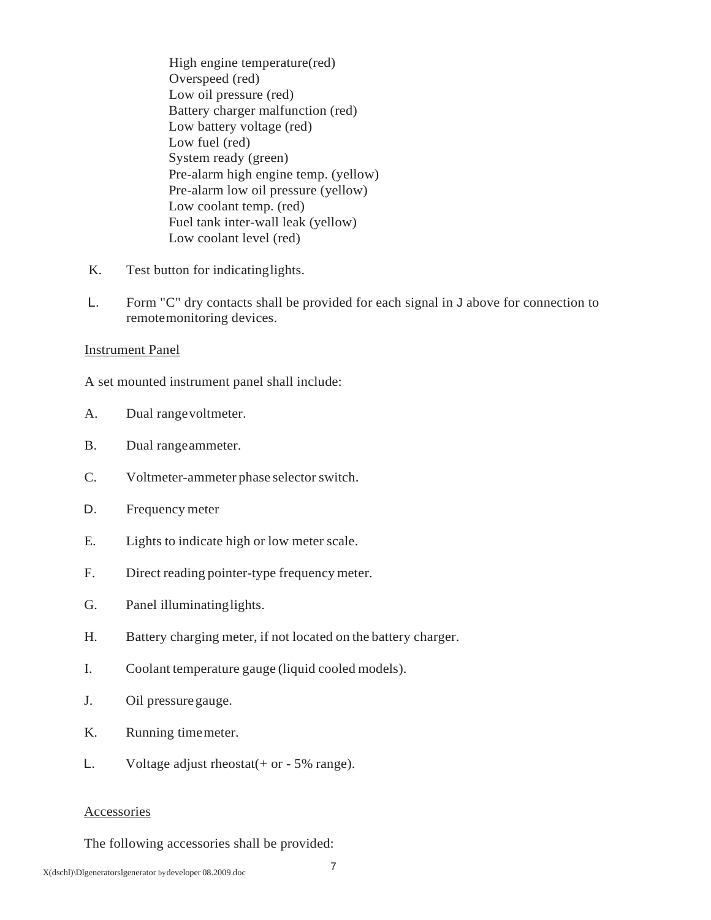High engine temperature(red)  
Overspeed (red)  
Low oil pressure (red)  
Battery charger malfunction (red)  
Low battery voltage (red)  
Low fuel (red)  
System ready (green)  
Pre-alarm high engine temp. (yellow)  
Pre-alarm low oil pressure (yellow)  
Low coolant temp. (red)  
Fuel tank inter-wall leak (yellow)  
Low coolant level (red)

K. Test button for indicating lights.

L. Form "C" dry contacts shall be provided for each signal in J above for connection to remote monitoring devices.

Instrument Panel

A set mounted instrument panel shall include:

A. Dual range voltmeter.

B. Dual range ammeter.

C. Voltmeter-ammeter phase selector switch.

D. Frequency meter

E. Lights to indicate high or low meter scale.

F. Direct reading pointer-type frequency meter.

G. Panel illuminating lights.

H. Battery charging meter, if not located on the battery charger.

I. Coolant temperature gauge (liquid cooled models).

J. Oil pressure gauge.

K. Running time meter.

L. Voltage adjust rheostat(+ or - 5% range).

Accessories

The following accessories shall be provided: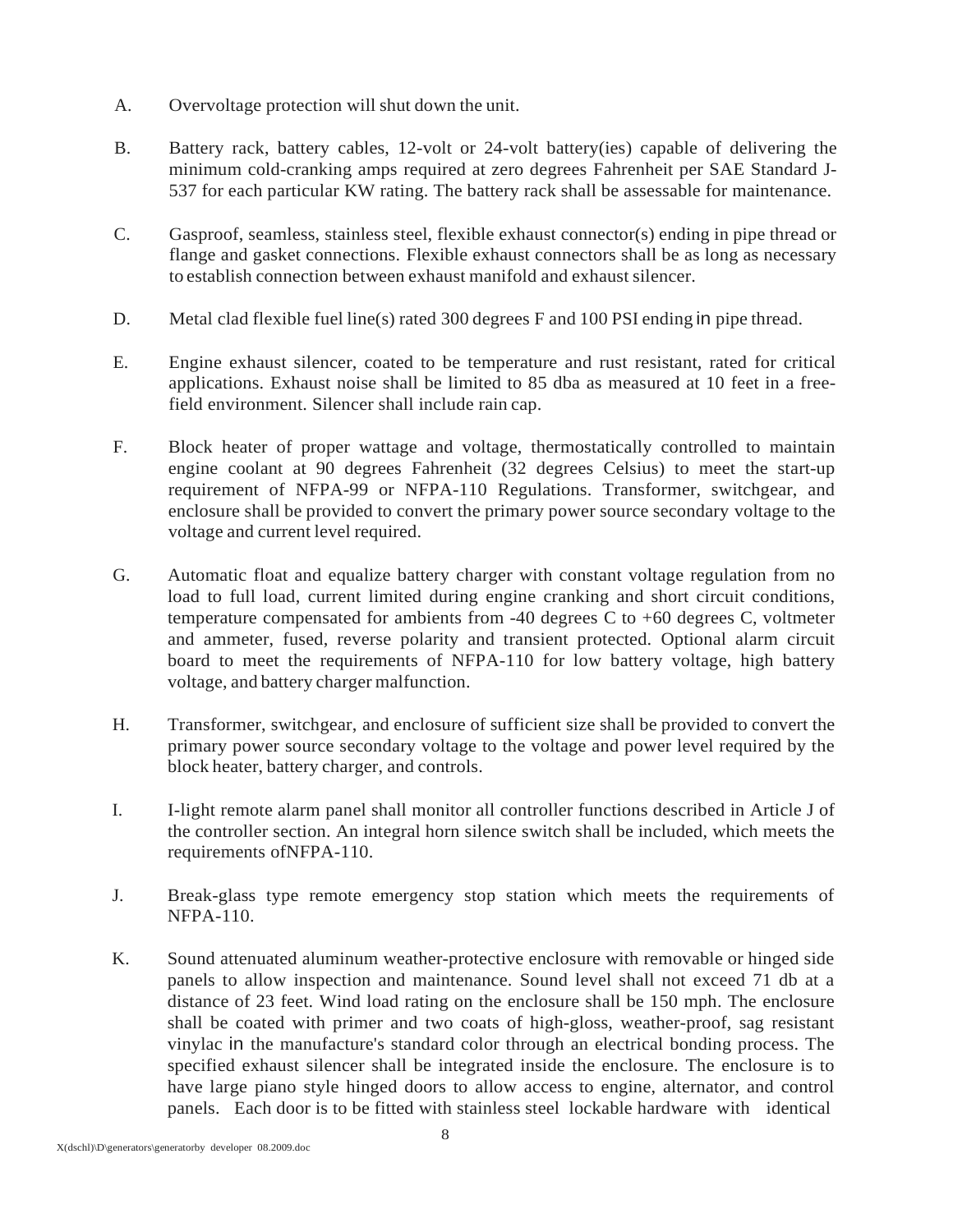A. Overvoltage protection will shut down the unit.

B. Battery rack, battery cables, 12-volt or 24-volt battery(ies) capable of delivering the minimum cold-cranking amps required at zero degrees Fahrenheit per SAE Standard J-537 for each particular KW rating. The battery rack shall be assessable for maintenance.

C. Gasproof, seamless, stainless steel, flexible exhaust connector(s) ending in pipe thread or flange and gasket connections. Flexible exhaust connectors shall be as long as necessary to establish connection between exhaust manifold and exhaust silencer.

D. Metal clad flexible fuel line(s) rated 300 degrees F and 100 PSI ending in pipe thread.

E. Engine exhaust silencer, coated to be temperature and rust resistant, rated for critical applications. Exhaust noise shall be limited to 85 dba as measured at 10 feet in a free-field environment. Silencer shall include rain cap.

F. Block heater of proper wattage and voltage, thermostatically controlled to maintain engine coolant at 90 degrees Fahrenheit (32 degrees Celsius) to meet the start-up requirement of NFPA-99 or NFPA-110 Regulations. Transformer, switchgear, and enclosure shall be provided to convert the primary power source secondary voltage to the voltage and current level required.

G. Automatic float and equalize battery charger with constant voltage regulation from no load to full load, current limited during engine cranking and short circuit conditions, temperature compensated for ambients from -40 degrees C to +60 degrees C, voltmeter and ammeter, fused, reverse polarity and transient protected. Optional alarm circuit board to meet the requirements of NFPA-110 for low battery voltage, high battery voltage, and battery charger malfunction.

H. Transformer, switchgear, and enclosure of sufficient size shall be provided to convert the primary power source secondary voltage to the voltage and power level required by the block heater, battery charger, and controls.

I. I-light remote alarm panel shall monitor all controller functions described in Article J of the controller section. An integral horn silence switch shall be included, which meets the requirements ofNFPA-110.

J. Break-glass type remote emergency stop station which meets the requirements of NFPA-110.

K. Sound attenuated aluminum weather-protective enclosure with removable or hinged side panels to allow inspection and maintenance. Sound level shall not exceed 71 db at a distance of 23 feet. Wind load rating on the enclosure shall be 150 mph. The enclosure shall be coated with primer and two coats of high-gloss, weather-proof, sag resistant vinylac in the manufacture's standard color through an electrical bonding process. The specified exhaust silencer shall be integrated inside the enclosure. The enclosure is to have large piano style hinged doors to allow access to engine, alternator, and control panels. Each door is to be fitted with stainless steel lockable hardware with identical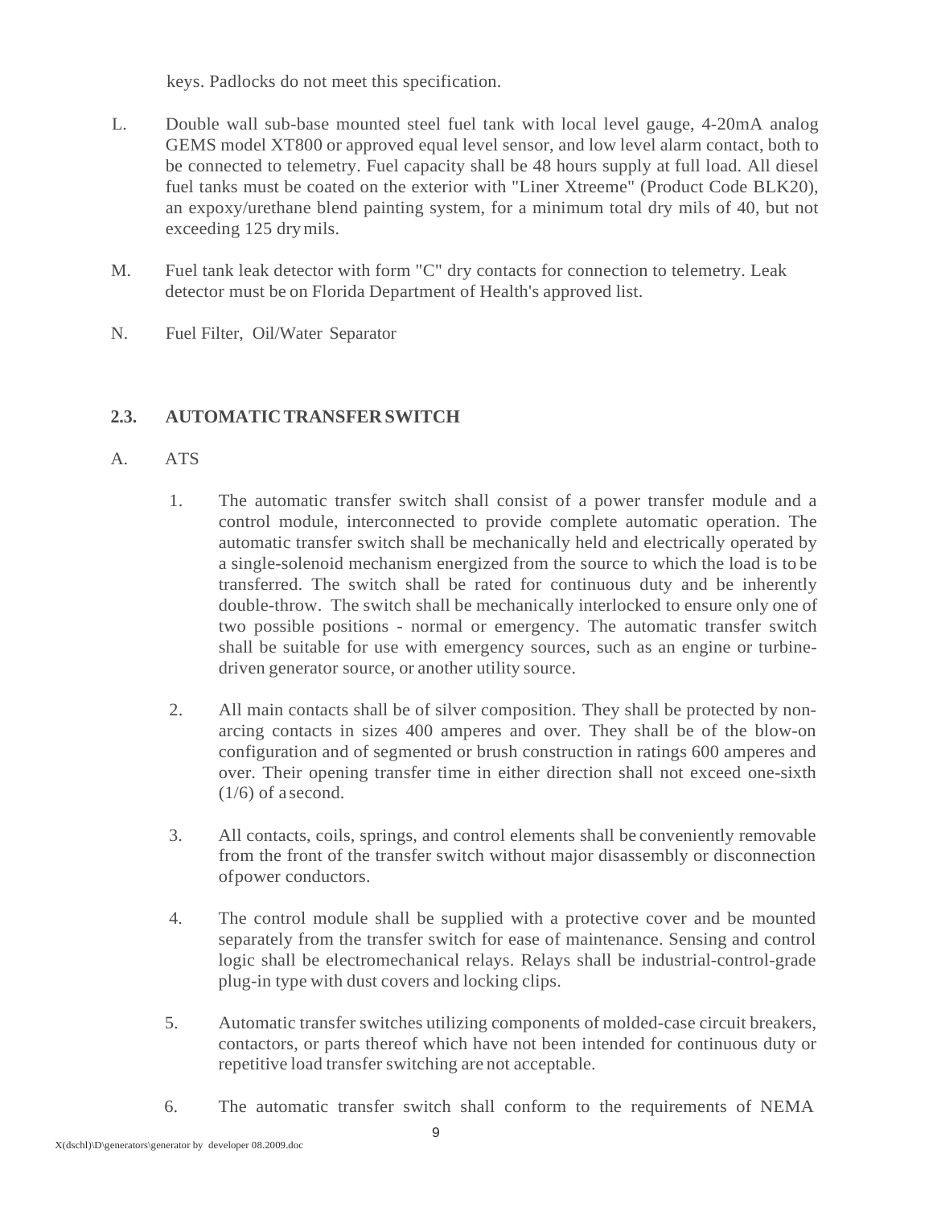keys. Padlocks do not meet this specification.

L. Double wall sub-base mounted steel fuel tank with local level gauge, 4-20mA analog GEMS model XT800 or approved equal level sensor, and low level alarm contact, both to be connected to telemetry. Fuel capacity shall be 48 hours supply at full load. All diesel fuel tanks must be coated on the exterior with "Liner Xtreeme" (Product Code BLK20), an expoxy/urethane blend painting system, for a minimum total dry mils of 40, but not exceeding 125 dry mils.

M. Fuel tank leak detector with form "C" dry contacts for connection to telemetry. Leak detector must be on Florida Department of Health's approved list.

N. Fuel Filter, Oil/Water Separator

## 2.3. AUTOMATIC TRANSFER SWITCH

A. ATS

1. The automatic transfer switch shall consist of a power transfer module and a control module, interconnected to provide complete automatic operation. The automatic transfer switch shall be mechanically held and electrically operated by a single-solenoid mechanism energized from the source to which the load is to be transferred. The switch shall be rated for continuous duty and be inherently double-throw. The switch shall be mechanically interlocked to ensure only one of two possible positions - normal or emergency. The automatic transfer switch shall be suitable for use with emergency sources, such as an engine or turbine-driven generator source, or another utility source.

2. All main contacts shall be of silver composition. They shall be protected by non-arcing contacts in sizes 400 amperes and over. They shall be of the blow-on configuration and of segmented or brush construction in ratings 600 amperes and over. Their opening transfer time in either direction shall not exceed one-sixth (1/6) of a second.

3. All contacts, coils, springs, and control elements shall be conveniently removable from the front of the transfer switch without major disassembly or disconnection of power conductors.

4. The control module shall be supplied with a protective cover and be mounted separately from the transfer switch for ease of maintenance. Sensing and control logic shall be electromechanical relays. Relays shall be industrial-control-grade plug-in type with dust covers and locking clips.

5. Automatic transfer switches utilizing components of molded-case circuit breakers, contactors, or parts thereof which have not been intended for continuous duty or repetitive load transfer switching are not acceptable.

6. The automatic transfer switch shall conform to the requirements of NEMA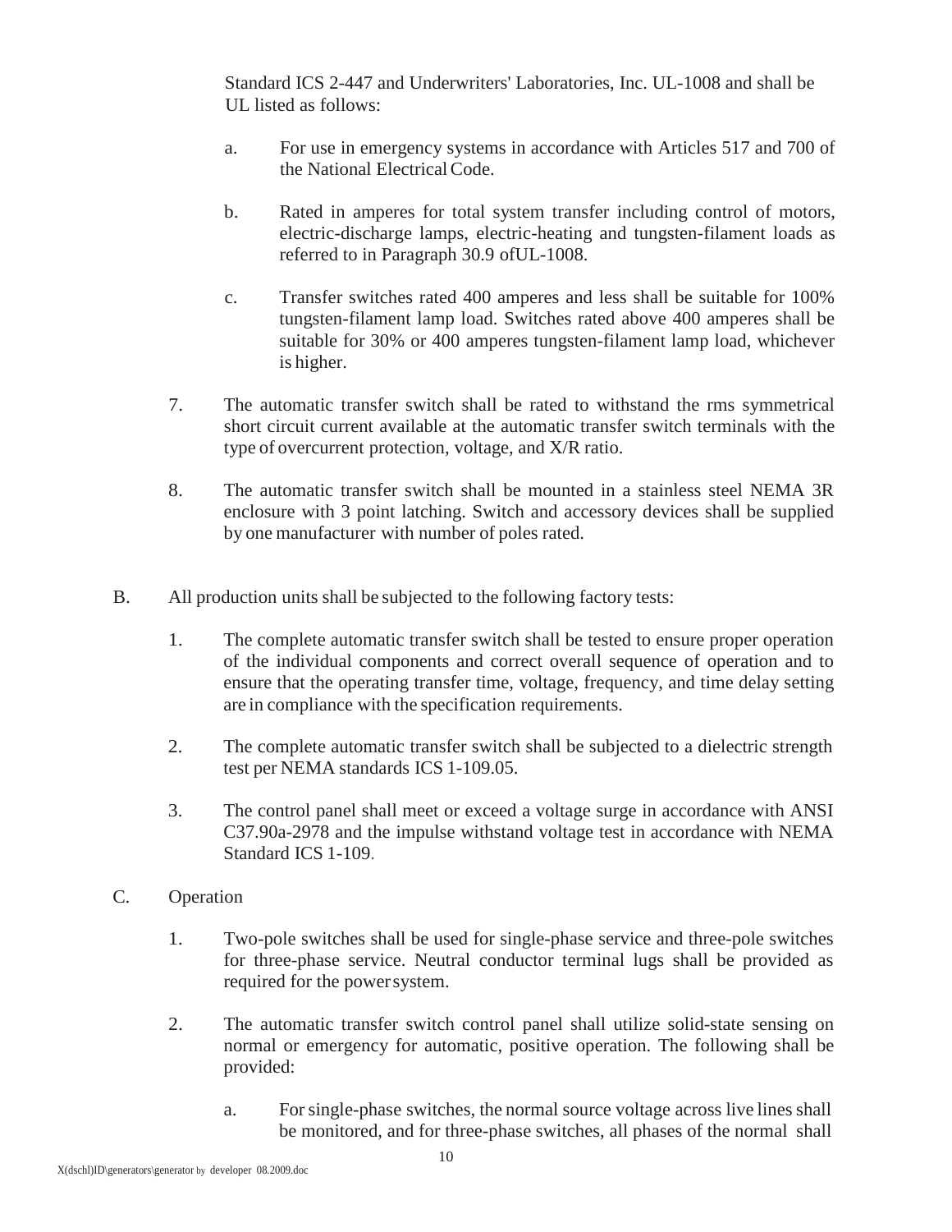Standard ICS 2-447 and Underwriters' Laboratories, Inc. UL-1008 and shall be UL listed as follows:

a. For use in emergency systems in accordance with Articles 517 and 700 of the National Electrical Code.

b. Rated in amperes for total system transfer including control of motors, electric-discharge lamps, electric-heating and tungsten-filament loads as referred to in Paragraph 30.9 ofUL-1008.

c. Transfer switches rated 400 amperes and less shall be suitable for 100% tungsten-filament lamp load. Switches rated above 400 amperes shall be suitable for 30% or 400 amperes tungsten-filament lamp load, whichever is higher.

7. The automatic transfer switch shall be rated to withstand the rms symmetrical short circuit current available at the automatic transfer switch terminals with the type of overcurrent protection, voltage, and X/R ratio.

8. The automatic transfer switch shall be mounted in a stainless steel NEMA 3R enclosure with 3 point latching. Switch and accessory devices shall be supplied by one manufacturer with number of poles rated.

B. All production units shall be subjected to the following factory tests:

1. The complete automatic transfer switch shall be tested to ensure proper operation of the individual components and correct overall sequence of operation and to ensure that the operating transfer time, voltage, frequency, and time delay setting are in compliance with the specification requirements.

2. The complete automatic transfer switch shall be subjected to a dielectric strength test per NEMA standards ICS 1-109.05.

3. The control panel shall meet or exceed a voltage surge in accordance with ANSI C37.90a-2978 and the impulse withstand voltage test in accordance with NEMA Standard ICS 1-109.

C. Operation

1. Two-pole switches shall be used for single-phase service and three-pole switches for three-phase service. Neutral conductor terminal lugs shall be provided as required for the power system.

2. The automatic transfer switch control panel shall utilize solid-state sensing on normal or emergency for automatic, positive operation. The following shall be provided:

a. For single-phase switches, the normal source voltage across live lines shall be monitored, and for three-phase switches, all phases of the normal shall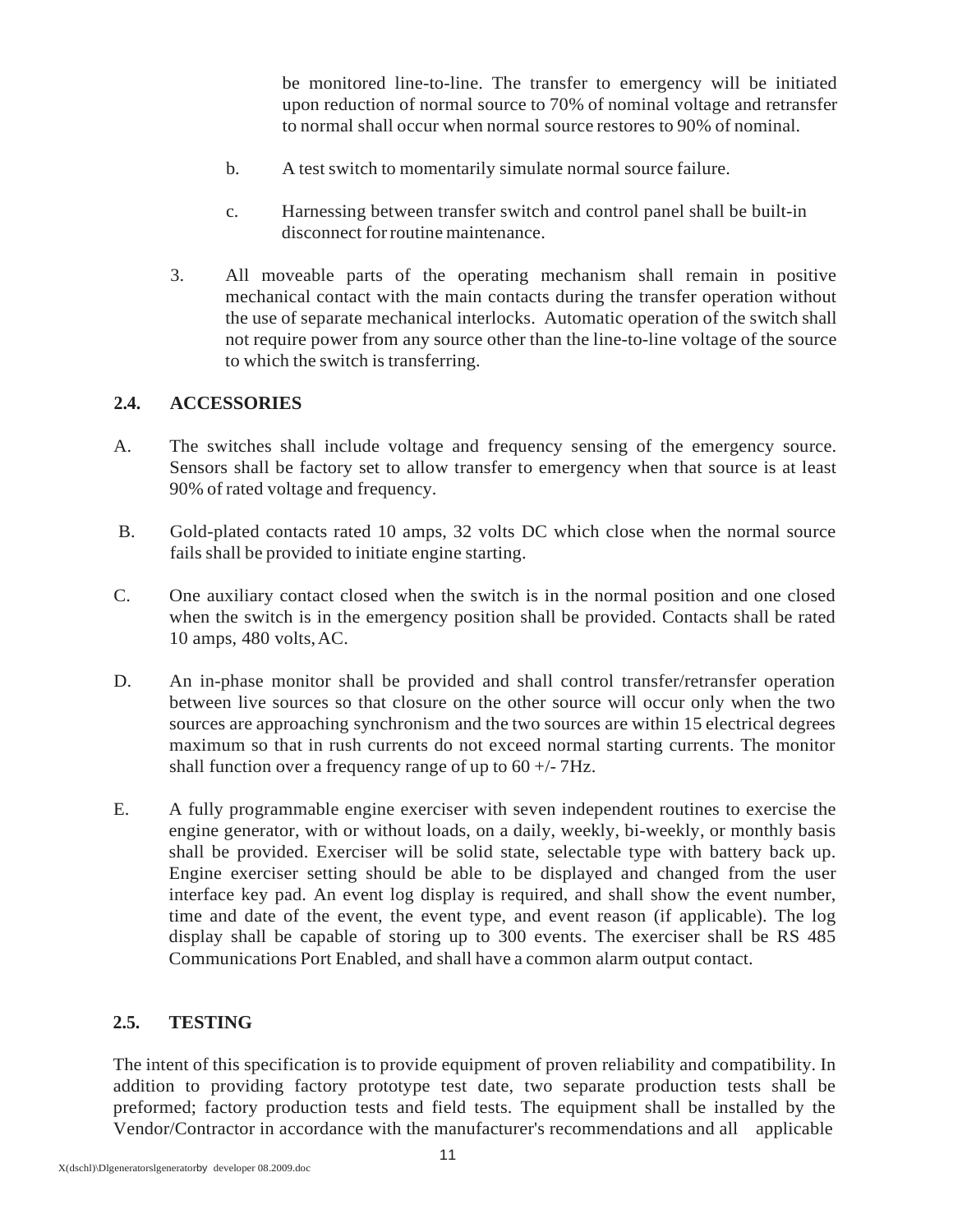be monitored line-to-line. The transfer to emergency will be initiated upon reduction of normal source to 70% of nominal voltage and retransfer to normal shall occur when normal source restores to 90% of nominal.

b. A test switch to momentarily simulate normal source failure.

c. Harnessing between transfer switch and control panel shall be built-in disconnect for routine maintenance.

3. All moveable parts of the operating mechanism shall remain in positive mechanical contact with the main contacts during the transfer operation without the use of separate mechanical interlocks. Automatic operation of the switch shall not require power from any source other than the line-to-line voltage of the source to which the switch is transferring.

## 2.4. ACCESSORIES

A. The switches shall include voltage and frequency sensing of the emergency source. Sensors shall be factory set to allow transfer to emergency when that source is at least 90% of rated voltage and frequency.

B. Gold-plated contacts rated 10 amps, 32 volts DC which close when the normal source fails shall be provided to initiate engine starting.

C. One auxiliary contact closed when the switch is in the normal position and one closed when the switch is in the emergency position shall be provided. Contacts shall be rated 10 amps, 480 volts, AC.

D. An in-phase monitor shall be provided and shall control transfer/retransfer operation between live sources so that closure on the other source will occur only when the two sources are approaching synchronism and the two sources are within 15 electrical degrees maximum so that in rush currents do not exceed normal starting currents. The monitor shall function over a frequency range of up to 60 +/- 7Hz.

E. A fully programmable engine exerciser with seven independent routines to exercise the engine generator, with or without loads, on a daily, weekly, bi-weekly, or monthly basis shall be provided. Exerciser will be solid state, selectable type with battery back up. Engine exerciser setting should be able to be displayed and changed from the user interface key pad. An event log display is required, and shall show the event number, time and date of the event, the event type, and event reason (if applicable). The log display shall be capable of storing up to 300 events. The exerciser shall be RS 485 Communications Port Enabled, and shall have a common alarm output contact.

## 2.5. TESTING

The intent of this specification is to provide equipment of proven reliability and compatibility. In addition to providing factory prototype test date, two separate production tests shall be preformed; factory production tests and field tests. The equipment shall be installed by the Vendor/Contractor in accordance with the manufacturer's recommendations and all applicable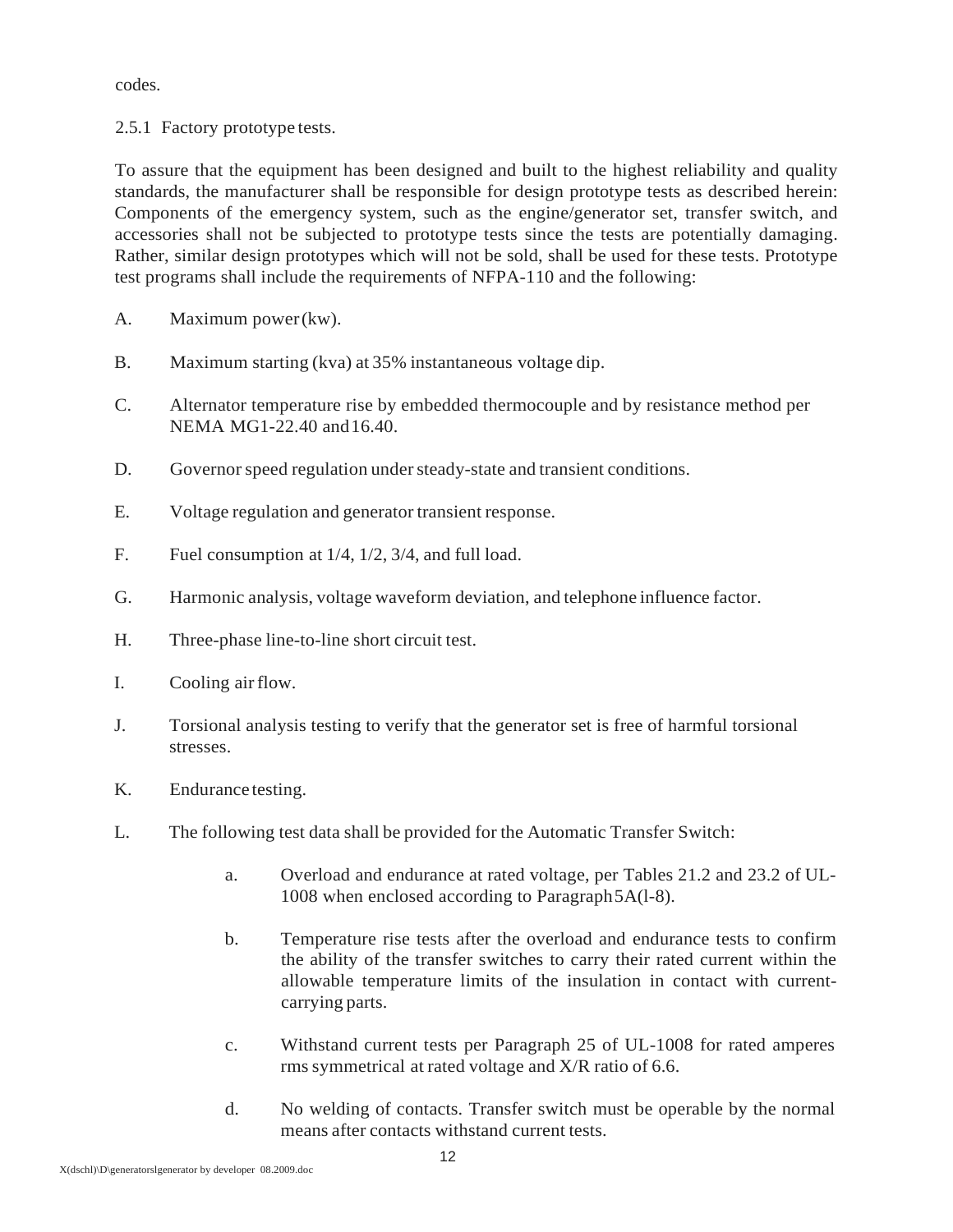codes.

2.5.1 Factory prototype tests.

To assure that the equipment has been designed and built to the highest reliability and quality standards, the manufacturer shall be responsible for design prototype tests as described herein: Components of the emergency system, such as the engine/generator set, transfer switch, and accessories shall not be subjected to prototype tests since the tests are potentially damaging. Rather, similar design prototypes which will not be sold, shall be used for these tests. Prototype test programs shall include the requirements of NFPA-110 and the following:

A. Maximum power (kw).

B. Maximum starting (kva) at 35% instantaneous voltage dip.

C. Alternator temperature rise by embedded thermocouple and by resistance method per NEMA MG1-22.40 and 16.40.

D. Governor speed regulation under steady-state and transient conditions.

E. Voltage regulation and generator transient response.

F. Fuel consumption at 1/4, 1/2, 3/4, and full load.

G. Harmonic analysis, voltage waveform deviation, and telephone influence factor.

H. Three-phase line-to-line short circuit test.

I. Cooling air flow.

J. Torsional analysis testing to verify that the generator set is free of harmful torsional stresses.

K. Endurance testing.

L. The following test data shall be provided for the Automatic Transfer Switch:

   a. Overload and endurance at rated voltage, per Tables 21.2 and 23.2 of UL-1008 when enclosed according to Paragraph 5A(l-8).

   b. Temperature rise tests after the overload and endurance tests to confirm the ability of the transfer switches to carry their rated current within the allowable temperature limits of the insulation in contact with current-carrying parts.

   c. Withstand current tests per Paragraph 25 of UL-1008 for rated amperes rms symmetrical at rated voltage and X/R ratio of 6.6.

   d. No welding of contacts. Transfer switch must be operable by the normal means after contacts withstand current tests.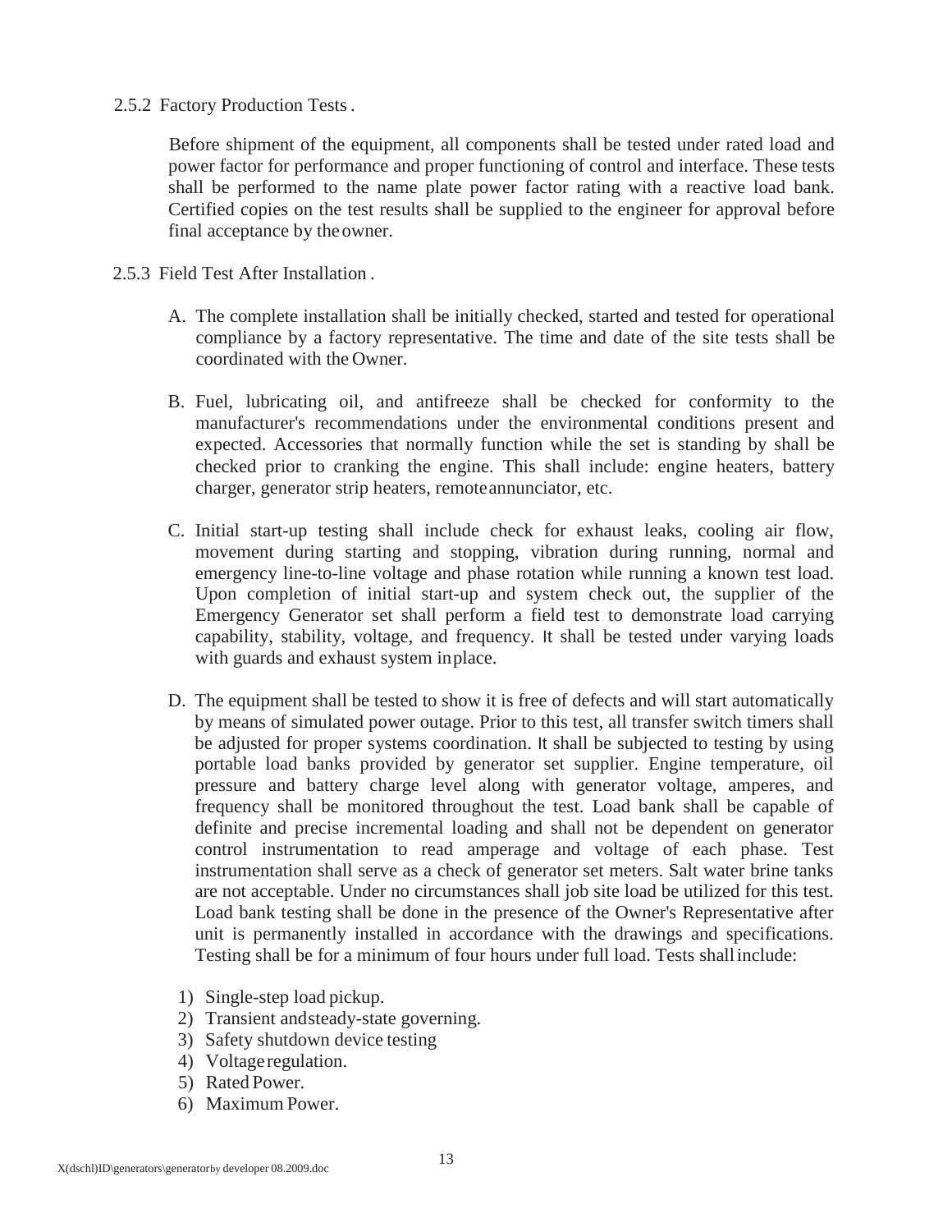2.5.2 Factory Production Tests .

Before shipment of the equipment, all components shall be tested under rated load and power factor for performance and proper functioning of control and interface. These tests shall be performed to the name plate power factor rating with a reactive load bank. Certified copies on the test results shall be supplied to the engineer for approval before final acceptance by the owner.

2.5.3 Field Test After Installation .

A. The complete installation shall be initially checked, started and tested for operational compliance by a factory representative. The time and date of the site tests shall be coordinated with the Owner.

B. Fuel, lubricating oil, and antifreeze shall be checked for conformity to the manufacturer's recommendations under the environmental conditions present and expected. Accessories that normally function while the set is standing by shall be checked prior to cranking the engine. This shall include: engine heaters, battery charger, generator strip heaters, remote annunciator, etc.

C. Initial start-up testing shall include check for exhaust leaks, cooling air flow, movement during starting and stopping, vibration during running, normal and emergency line-to-line voltage and phase rotation while running a known test load. Upon completion of initial start-up and system check out, the supplier of the Emergency Generator set shall perform a field test to demonstrate load carrying capability, stability, voltage, and frequency. It shall be tested under varying loads with guards and exhaust system in place.

D. The equipment shall be tested to show it is free of defects and will start automatically by means of simulated power outage. Prior to this test, all transfer switch timers shall be adjusted for proper systems coordination. It shall be subjected to testing by using portable load banks provided by generator set supplier. Engine temperature, oil pressure and battery charge level along with generator voltage, amperes, and frequency shall be monitored throughout the test. Load bank shall be capable of definite and precise incremental loading and shall not be dependent on generator control instrumentation to read amperage and voltage of each phase. Test instrumentation shall serve as a check of generator set meters. Salt water brine tanks are not acceptable. Under no circumstances shall job site load be utilized for this test. Load bank testing shall be done in the presence of the Owner's Representative after unit is permanently installed in accordance with the drawings and specifications. Testing shall be for a minimum of four hours under full load. Tests shall include:

1) Single-step load pickup.
2) Transient and steady-state governing.
3) Safety shutdown device testing
4) Voltage regulation.
5) Rated Power.
6) Maximum Power.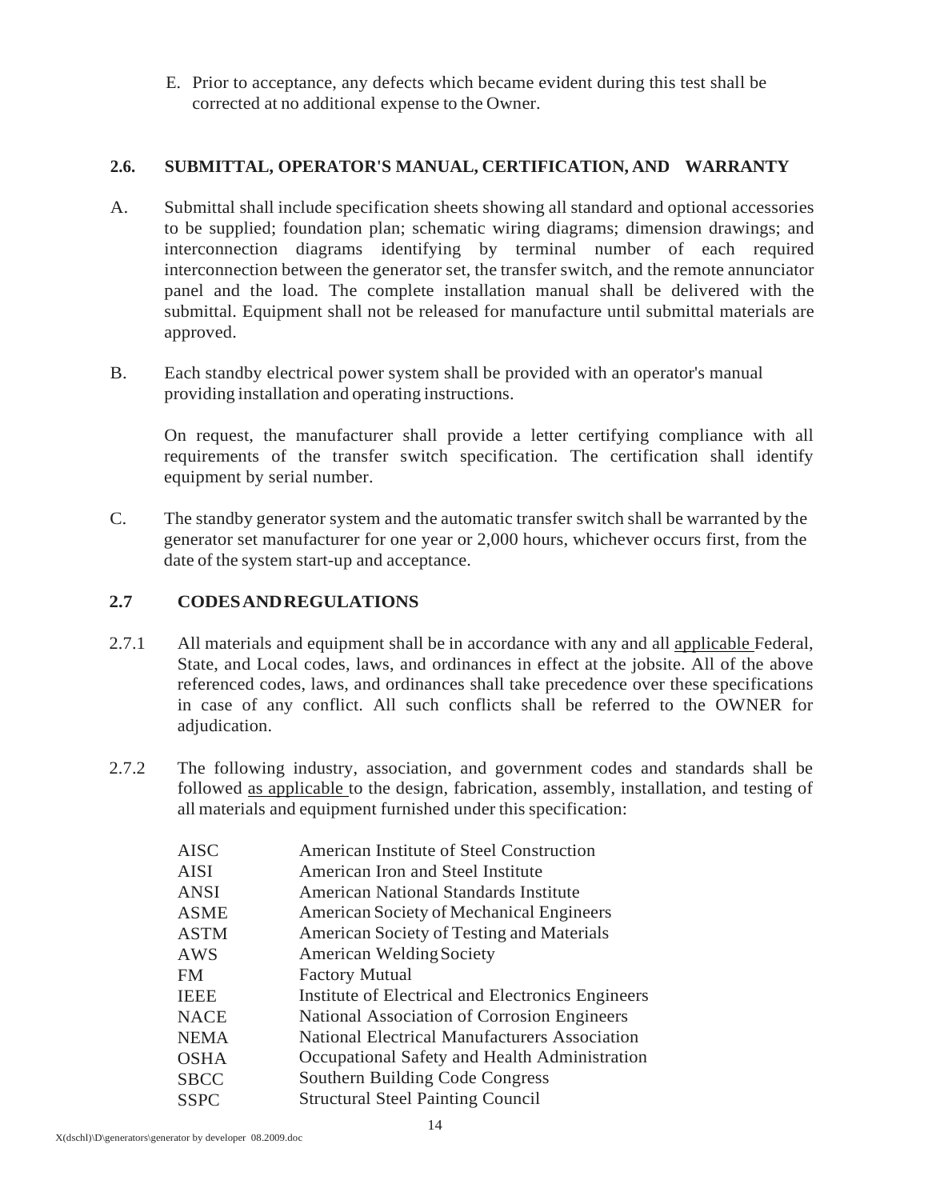E. Prior to acceptance, any defects which became evident during this test shall be corrected at no additional expense to the Owner.

## 2.6. SUBMITTAL, OPERATOR'S MANUAL, CERTIFICATION, AND WARRANTY

A. Submittal shall include specification sheets showing all standard and optional accessories to be supplied; foundation plan; schematic wiring diagrams; dimension drawings; and interconnection diagrams identifying by terminal number of each required interconnection between the generator set, the transfer switch, and the remote annunciator panel and the load. The complete installation manual shall be delivered with the submittal. Equipment shall not be released for manufacture until submittal materials are approved.

B. Each standby electrical power system shall be provided with an operator's manual providing installation and operating instructions.

On request, the manufacturer shall provide a letter certifying compliance with all requirements of the transfer switch specification. The certification shall identify equipment by serial number.

C. The standby generator system and the automatic transfer switch shall be warranted by the generator set manufacturer for one year or 2,000 hours, whichever occurs first, from the date of the system start-up and acceptance.

## 2.7 CODES AND REGULATIONS

2.7.1 All materials and equipment shall be in accordance with any and all applicable Federal, State, and Local codes, laws, and ordinances in effect at the jobsite. All of the above referenced codes, laws, and ordinances shall take precedence over these specifications in case of any conflict. All such conflicts shall be referred to the OWNER for adjudication.

2.7.2 The following industry, association, and government codes and standards shall be followed as applicable to the design, fabrication, assembly, installation, and testing of all materials and equipment furnished under this specification:

| | |
|---|---|
| AISC | American Institute of Steel Construction |
| AISI | American Iron and Steel Institute |
| ANSI | American National Standards Institute |
| ASME | American Society of Mechanical Engineers |
| ASTM | American Society of Testing and Materials |
| AWS | American Welding Society |
| FM | Factory Mutual |
| IEEE | Institute of Electrical and Electronics Engineers |
| NACE | National Association of Corrosion Engineers |
| NEMA | National Electrical Manufacturers Association |
| OSHA | Occupational Safety and Health Administration |
| SBCC | Southern Building Code Congress |
| SSPC | Structural Steel Painting Council |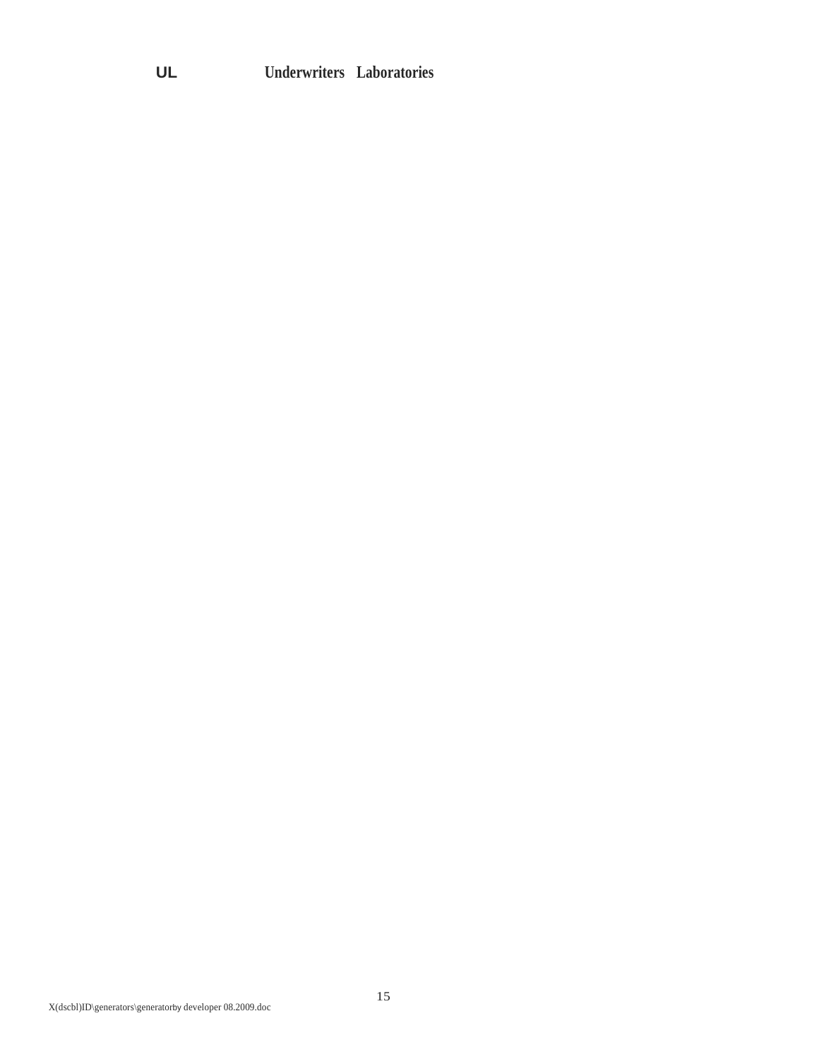| UL | Underwriters Laboratories |
|---|---|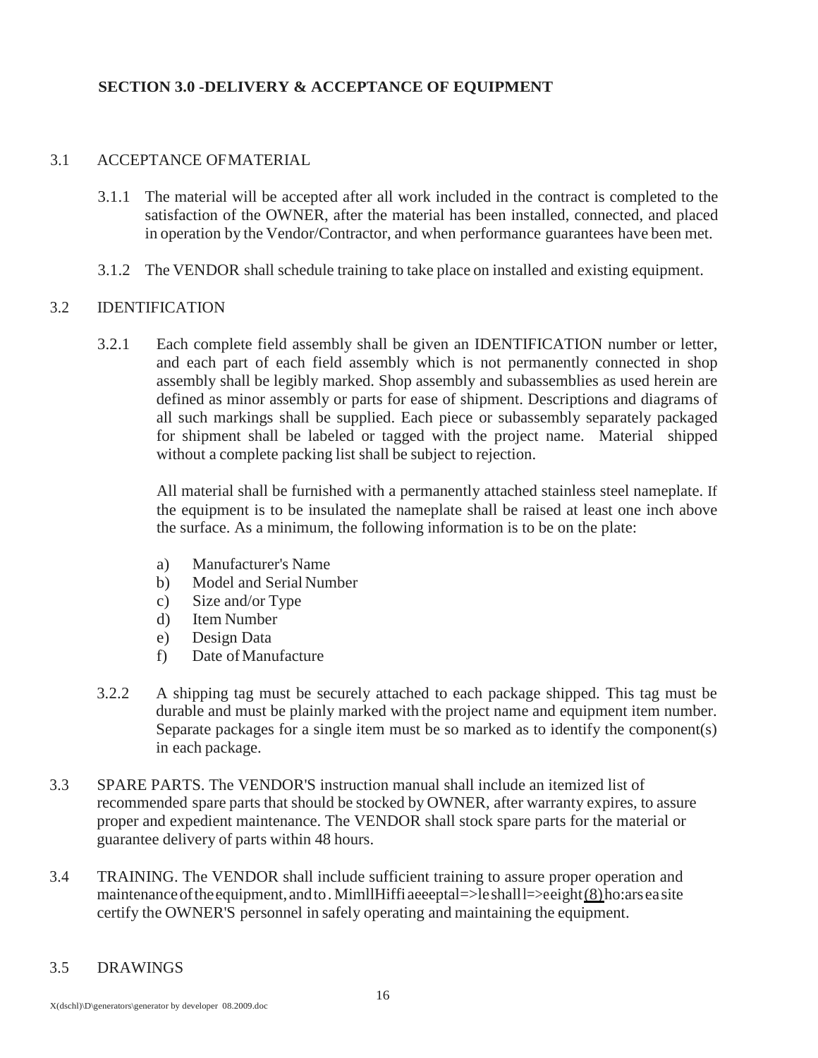## SECTION 3.0 -DELIVERY & ACCEPTANCE OF EQUIPMENT

3.1 ACCEPTANCE OF MATERIAL

3.1.1 The material will be accepted after all work included in the contract is completed to the satisfaction of the OWNER, after the material has been installed, connected, and placed in operation by the Vendor/Contractor, and when performance guarantees have been met.

3.1.2 The VENDOR shall schedule training to take place on installed and existing equipment.

3.2 IDENTIFICATION

3.2.1 Each complete field assembly shall be given an IDENTIFICATION number or letter, and each part of each field assembly which is not permanently connected in shop assembly shall be legibly marked. Shop assembly and subassemblies as used herein are defined as minor assembly or parts for ease of shipment. Descriptions and diagrams of all such markings shall be supplied. Each piece or subassembly separately packaged for shipment shall be labeled or tagged with the project name. Material shipped without a complete packing list shall be subject to rejection.

All material shall be furnished with a permanently attached stainless steel nameplate. If the equipment is to be insulated the nameplate shall be raised at least one inch above the surface. As a minimum, the following information is to be on the plate:

a) Manufacturer's Name
b) Model and Serial Number
c) Size and/or Type
d) Item Number
e) Design Data
f) Date of Manufacture

3.2.2 A shipping tag must be securely attached to each package shipped. This tag must be durable and must be plainly marked with the project name and equipment item number. Separate packages for a single item must be so marked as to identify the component(s) in each package.

3.3 SPARE PARTS. The VENDOR'S instruction manual shall include an itemized list of recommended spare parts that should be stocked by OWNER, after warranty expires, to assure proper and expedient maintenance. The VENDOR shall stock spare parts for the material or guarantee delivery of parts within 48 hours.

3.4 TRAINING. The VENDOR shall include sufficient training to assure proper operation and maintenance of the equipment, and to . MimllHiffi aeeeptal=>le shall l=>eeight (8) ho:ars ea site certify the OWNER'S personnel in safely operating and maintaining the equipment.

3.5 DRAWINGS

X(dschl)\D\generators\generator by developer 08.2009.doc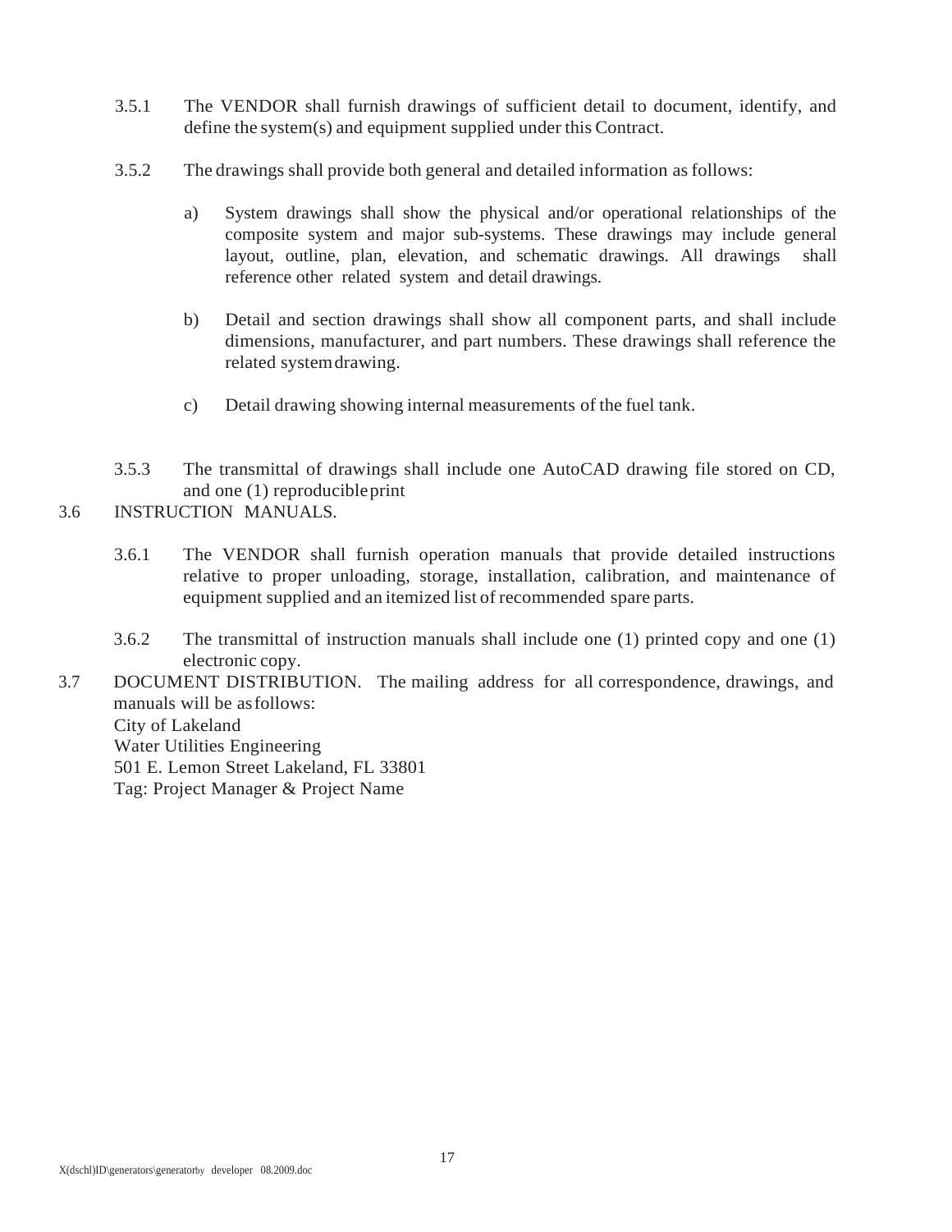3.5.1 The VENDOR shall furnish drawings of sufficient detail to document, identify, and define the system(s) and equipment supplied under this Contract.

3.5.2 The drawings shall provide both general and detailed information as follows:

a) System drawings shall show the physical and/or operational relationships of the composite system and major sub-systems. These drawings may include general layout, outline, plan, elevation, and schematic drawings. All drawings shall reference other related system and detail drawings.

b) Detail and section drawings shall show all component parts, and shall include dimensions, manufacturer, and part numbers. These drawings shall reference the related system drawing.

c) Detail drawing showing internal measurements of the fuel tank.

3.5.3 The transmittal of drawings shall include one AutoCAD drawing file stored on CD, and one (1) reproducible print

3.6 INSTRUCTION MANUALS.

3.6.1 The VENDOR shall furnish operation manuals that provide detailed instructions relative to proper unloading, storage, installation, calibration, and maintenance of equipment supplied and an itemized list of recommended spare parts.

3.6.2 The transmittal of instruction manuals shall include one (1) printed copy and one (1) electronic copy.

3.7 DOCUMENT DISTRIBUTION. The mailing address for all correspondence, drawings, and manuals will be as follows:
City of Lakeland
Water Utilities Engineering
501 E. Lemon Street Lakeland, FL 33801
Tag: Project Manager & Project Name